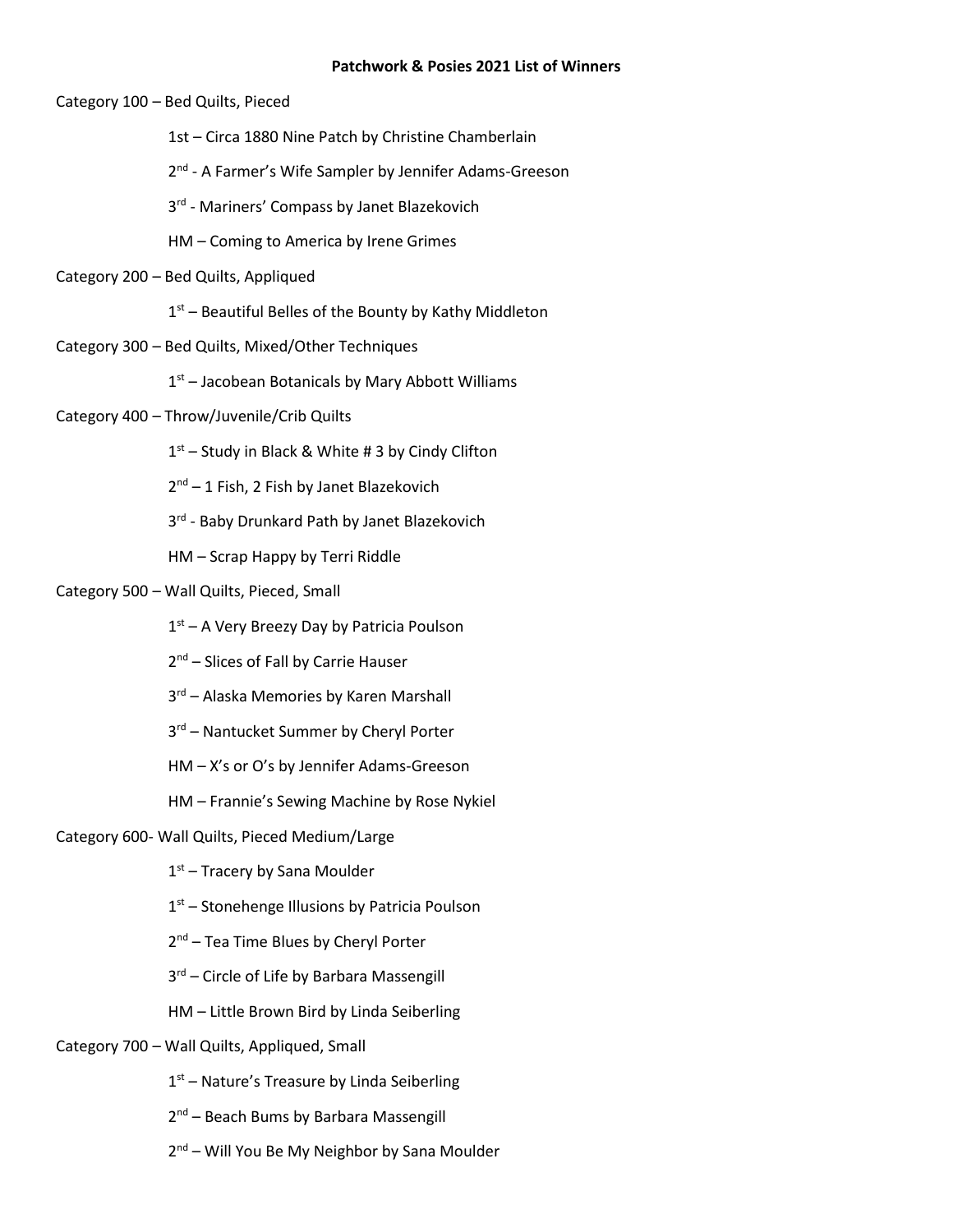# Patchwork & Posies 2021 List of Winners

Category 100 – Bed Quilts, Pieced

- 1st – Circa 1880 Nine Patch by Christine Chamberlain
- 2nd - A Farmer's Wife Sampler by Jennifer Adams-Greeson
- 3rd - Mariners' Compass by Janet Blazekovich
- HM – Coming to America by Irene Grimes

Category 200 – Bed Quilts, Appliqued

- 1st – Beautiful Belles of the Bounty by Kathy Middleton

Category 300 – Bed Quilts, Mixed/Other Techniques

- 1st – Jacobean Botanicals by Mary Abbott Williams

Category 400 – Throw/Juvenile/Crib Quilts

- 1st – Study in Black & White # 3 by Cindy Clifton
- 2nd – 1 Fish, 2 Fish by Janet Blazekovich
- 3rd - Baby Drunkard Path by Janet Blazekovich
- HM – Scrap Happy by Terri Riddle

Category 500 – Wall Quilts, Pieced, Small

- 1st – A Very Breezy Day by Patricia Poulson
- 2nd – Slices of Fall by Carrie Hauser
- 3rd – Alaska Memories by Karen Marshall
- 3rd – Nantucket Summer by Cheryl Porter
- HM – X's or O's by Jennifer Adams-Greeson
- HM – Frannie's Sewing Machine by Rose Nykiel

Category 600- Wall Quilts, Pieced Medium/Large

- 1st – Tracery by Sana Moulder
- 1st – Stonehenge Illusions by Patricia Poulson
- 2nd – Tea Time Blues by Cheryl Porter
- 3rd – Circle of Life by Barbara Massengill
- HM – Little Brown Bird by Linda Seiberling

Category 700 – Wall Quilts, Appliqued, Small

- 1st – Nature's Treasure by Linda Seiberling
- 2nd – Beach Bums by Barbara Massengill
- 2nd – Will You Be My Neighbor by Sana Moulder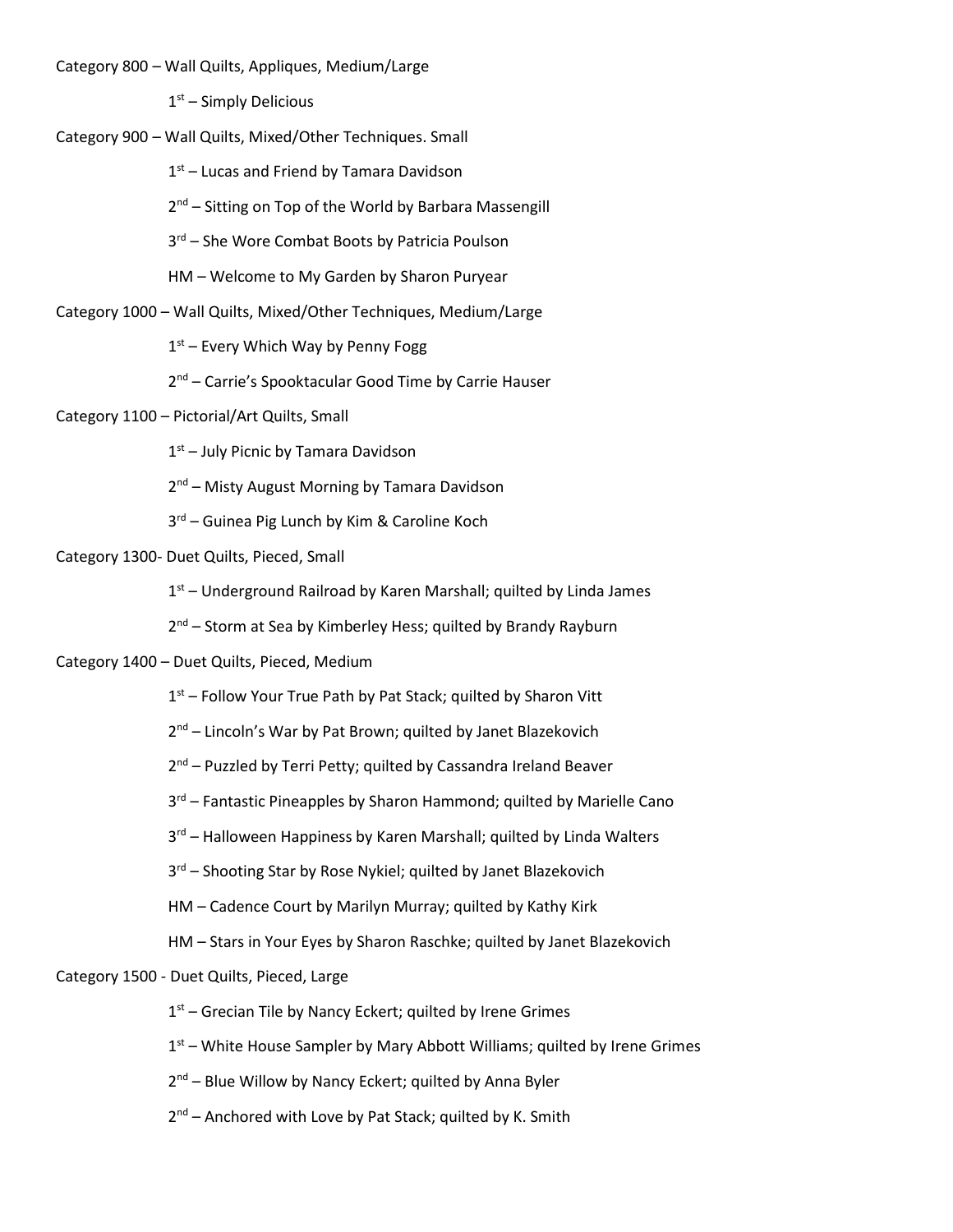Category 800 – Wall Quilts, Appliques, Medium/Large

1st – Simply Delicious

Category 900 – Wall Quilts, Mixed/Other Techniques. Small

1st – Lucas and Friend by Tamara Davidson

2nd – Sitting on Top of the World by Barbara Massengill

3rd – She Wore Combat Boots by Patricia Poulson

HM – Welcome to My Garden by Sharon Puryear

Category 1000 – Wall Quilts, Mixed/Other Techniques, Medium/Large

1st – Every Which Way by Penny Fogg

2nd – Carrie's Spooktacular Good Time by Carrie Hauser

Category 1100 – Pictorial/Art Quilts, Small

1st – July Picnic by Tamara Davidson

2nd – Misty August Morning by Tamara Davidson

3rd – Guinea Pig Lunch by Kim & Caroline Koch

Category 1300- Duet Quilts, Pieced, Small

1st – Underground Railroad by Karen Marshall; quilted by Linda James

2nd – Storm at Sea by Kimberley Hess; quilted by Brandy Rayburn

Category 1400 – Duet Quilts, Pieced, Medium

1st – Follow Your True Path by Pat Stack; quilted by Sharon Vitt

2nd – Lincoln's War by Pat Brown; quilted by Janet Blazekovich

2nd – Puzzled by Terri Petty; quilted by Cassandra Ireland Beaver

3rd – Fantastic Pineapples by Sharon Hammond; quilted by Marielle Cano

3rd – Halloween Happiness by Karen Marshall; quilted by Linda Walters

3rd – Shooting Star by Rose Nykiel; quilted by Janet Blazekovich

HM – Cadence Court by Marilyn Murray; quilted by Kathy Kirk

HM – Stars in Your Eyes by Sharon Raschke; quilted by Janet Blazekovich

Category 1500 - Duet Quilts, Pieced, Large

1st – Grecian Tile by Nancy Eckert; quilted by Irene Grimes

1st – White House Sampler by Mary Abbott Williams; quilted by Irene Grimes

2nd – Blue Willow by Nancy Eckert; quilted by Anna Byler

2nd – Anchored with Love by Pat Stack; quilted by K. Smith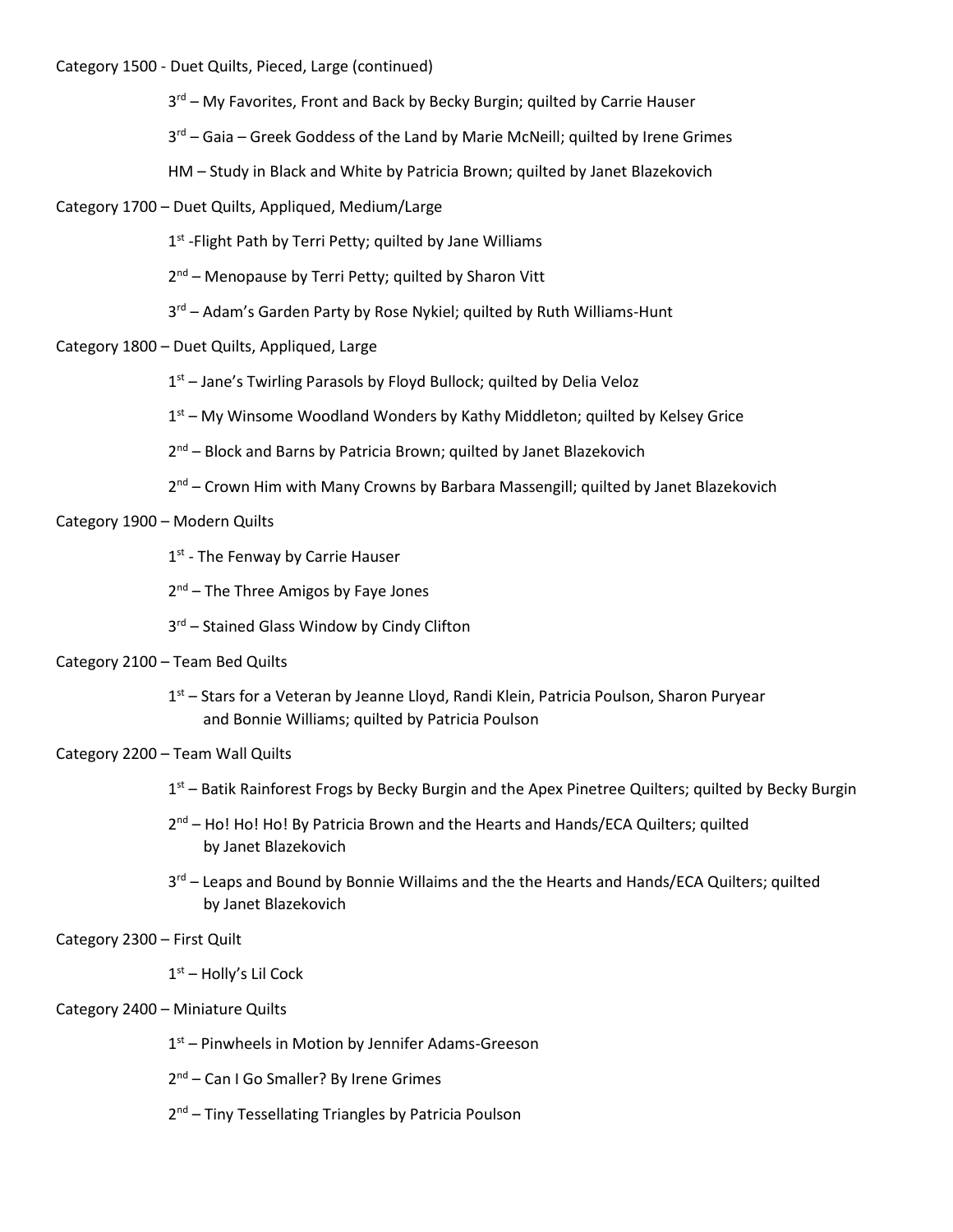Category 1500 - Duet Quilts, Pieced, Large (continued)

3rd – My Favorites, Front and Back by Becky Burgin; quilted by Carrie Hauser

3rd – Gaia – Greek Goddess of the Land by Marie McNeill; quilted by Irene Grimes

HM – Study in Black and White by Patricia Brown; quilted by Janet Blazekovich

Category 1700 – Duet Quilts, Appliqued, Medium/Large

1st -Flight Path by Terri Petty; quilted by Jane Williams

2nd – Menopause by Terri Petty; quilted by Sharon Vitt

3rd – Adam's Garden Party by Rose Nykiel; quilted by Ruth Williams-Hunt

Category 1800 – Duet Quilts, Appliqued, Large

1st – Jane's Twirling Parasols by Floyd Bullock; quilted by Delia Veloz

1st – My Winsome Woodland Wonders by Kathy Middleton; quilted by Kelsey Grice

2nd – Block and Barns by Patricia Brown; quilted by Janet Blazekovich

2nd – Crown Him with Many Crowns by Barbara Massengill; quilted by Janet Blazekovich

Category 1900 – Modern Quilts

1st - The Fenway by Carrie Hauser

2nd – The Three Amigos by Faye Jones

3rd – Stained Glass Window by Cindy Clifton

Category 2100 – Team Bed Quilts

1st – Stars for a Veteran by Jeanne Lloyd, Randi Klein, Patricia Poulson, Sharon Puryear and Bonnie Williams; quilted by Patricia Poulson

Category 2200 – Team Wall Quilts

1st – Batik Rainforest Frogs by Becky Burgin and the Apex Pinetree Quilters; quilted by Becky Burgin

2nd – Ho! Ho! Ho! By Patricia Brown and the Hearts and Hands/ECA Quilters; quilted by Janet Blazekovich

3rd – Leaps and Bound by Bonnie Willaims and the the Hearts and Hands/ECA Quilters; quilted by Janet Blazekovich

Category 2300 – First Quilt

1st – Holly's Lil Cock

Category 2400 – Miniature Quilts

1st – Pinwheels in Motion by Jennifer Adams-Greeson

2nd – Can I Go Smaller? By Irene Grimes

2nd – Tiny Tessellating Triangles by Patricia Poulson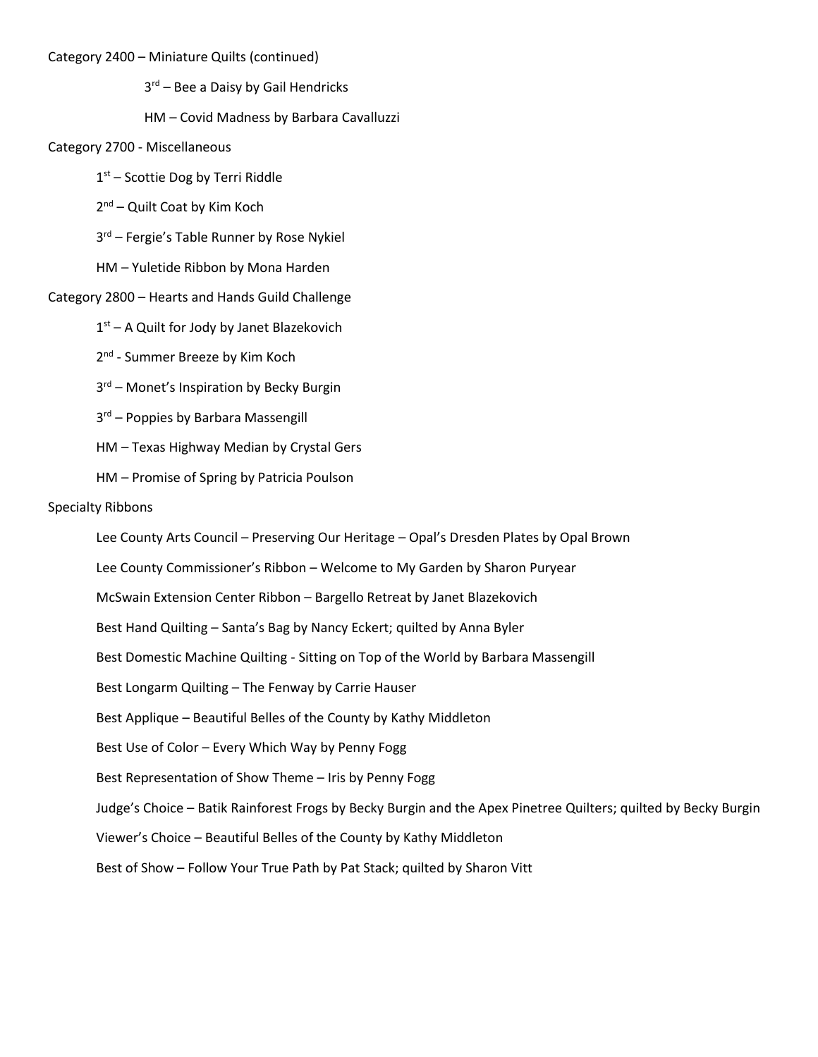Category 2400 – Miniature Quilts (continued)

- 3rd – Bee a Daisy by Gail Hendricks
- HM – Covid Madness by Barbara Cavalluzzi

Category 2700 - Miscellaneous

- 1st – Scottie Dog by Terri Riddle
- 2nd – Quilt Coat by Kim Koch
- 3rd – Fergie's Table Runner by Rose Nykiel
- HM – Yuletide Ribbon by Mona Harden

Category 2800 – Hearts and Hands Guild Challenge

- 1st – A Quilt for Jody by Janet Blazekovich
- 2nd - Summer Breeze by Kim Koch
- 3rd – Monet's Inspiration by Becky Burgin
- 3rd – Poppies by Barbara Massengill
- HM – Texas Highway Median by Crystal Gers
- HM – Promise of Spring by Patricia Poulson

Specialty Ribbons

- Lee County Arts Council – Preserving Our Heritage – Opal's Dresden Plates by Opal Brown
- Lee County Commissioner's Ribbon – Welcome to My Garden by Sharon Puryear
- McSwain Extension Center Ribbon – Bargello Retreat by Janet Blazekovich
- Best Hand Quilting – Santa's Bag by Nancy Eckert; quilted by Anna Byler
- Best Domestic Machine Quilting - Sitting on Top of the World by Barbara Massengill
- Best Longarm Quilting – The Fenway by Carrie Hauser
- Best Applique – Beautiful Belles of the County by Kathy Middleton
- Best Use of Color – Every Which Way by Penny Fogg
- Best Representation of Show Theme – Iris by Penny Fogg
- Judge's Choice – Batik Rainforest Frogs by Becky Burgin and the Apex Pinetree Quilters; quilted by Becky Burgin
- Viewer's Choice – Beautiful Belles of the County by Kathy Middleton
- Best of Show – Follow Your True Path by Pat Stack; quilted by Sharon Vitt